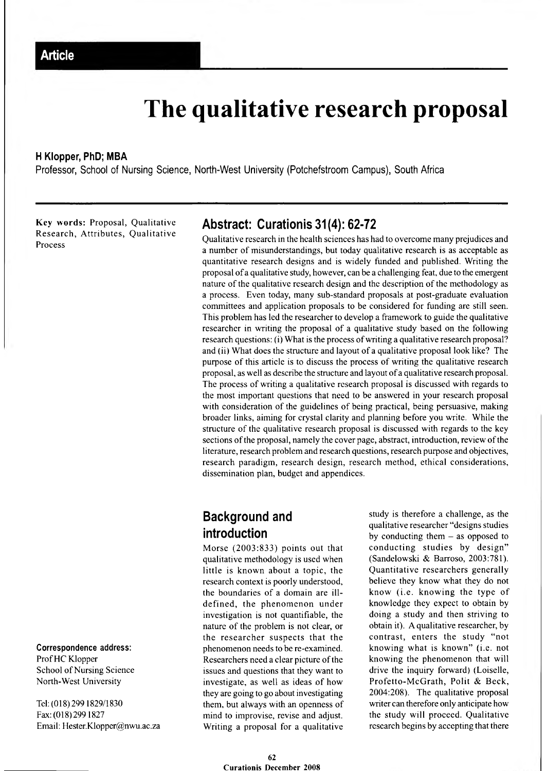**Article**

# The qualitative research proposal

**H Klopper, PhD; MBA**

Professor, School of Nursing Science, North-West University (Potchefstroom Campus), South Africa

**Key words:** Proposal, Qualitative Research, Attributes, Qualitative Process

**Correspondence address:**
Prof HC Klopper
School of Nursing Science
North-West University

Tel: (018) 299 1829/1830
Fax: (018) 299 1827
Email: Hester.Klopper@nwu.ac.za

## Abstract: Curationis 31(4): 62-72

Qualitative research in the health sciences has had to overcome many prejudices and a number of misunderstandings, but today qualitative research is as acceptable as quantitative research designs and is widely funded and published. Writing the proposal of a qualitative study, however, can be a challenging feat, due to the emergent nature of the qualitative research design and the description of the methodology as a process. Even today, many sub-standard proposals at post-graduate evaluation committees and application proposals to be considered for funding are still seen. This problem has led the researcher to develop a framework to guide the qualitative researcher in writing the proposal of a qualitative study based on the following research questions: (i) What is the process of writing a qualitative research proposal? and (ii) What does the structure and layout of a qualitative proposal look like? The purpose of this article is to discuss the process of writing the qualitative research proposal, as well as describe the structure and layout of a qualitative research proposal. The process of writing a qualitative research proposal is discussed with regards to the most important questions that need to be answered in your research proposal with consideration of the guidelines of being practical, being persuasive, making broader links, aiming for crystal clarity and planning before you write. While the structure of the qualitative research proposal is discussed with regards to the key sections of the proposal, namely the cover page, abstract, introduction, review of the literature, research problem and research questions, research purpose and objectives, research paradigm, research design, research method, ethical considerations, dissemination plan, budget and appendices.

## Background and introduction

Morse (2003:833) points out that qualitative methodology is used when little is known about a topic, the research context is poorly understood, the boundaries of a domain are ill-defined, the phenomenon under investigation is not quantifiable, the nature of the problem is not clear, or the researcher suspects that the phenomenon needs to be re-examined. Researchers need a clear picture of the issues and questions that they want to investigate, as well as ideas of how they are going to go about investigating them, but always with an openness of mind to improvise, revise and adjust. Writing a proposal for a qualitative study is therefore a challenge, as the qualitative researcher "designs studies by conducting them – as opposed to conducting studies by design" (Sandelowski & Barroso, 2003:781). Quantitative researchers generally believe they know what they do not know (i.e. knowing the type of knowledge they expect to obtain by doing a study and then striving to obtain it). A qualitative researcher, by contrast, enters the study "not knowing what is known" (i.e. not knowing the phenomenon that will drive the inquiry forward) (Loiselle, Profetto-McGrath, Polit & Beck, 2004:208). The qualitative proposal writer can therefore only anticipate how the study will proceed. Qualitative research begins by accepting that there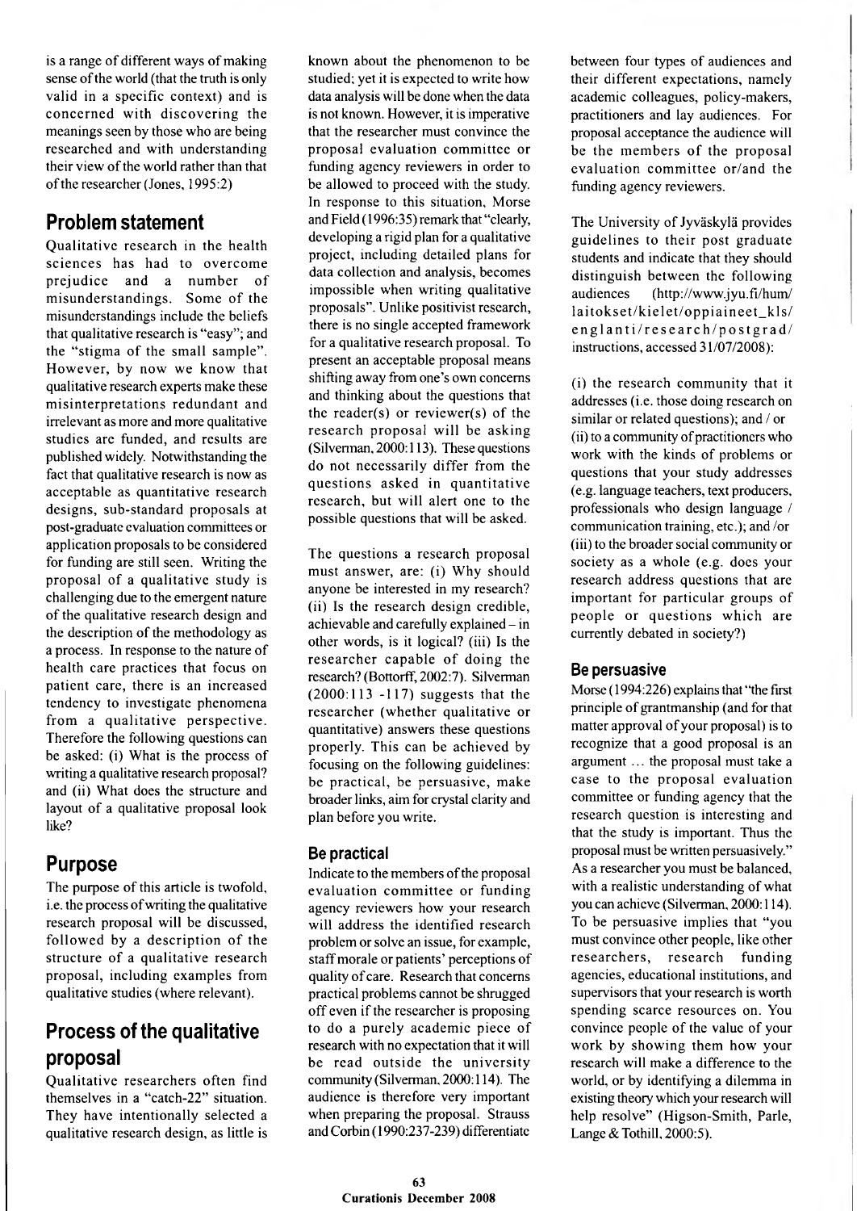is a range of different ways of making sense of the world (that the truth is only valid in a specific context) and is concerned with discovering the meanings seen by those who are being researched and with understanding their view of the world rather than that of the researcher (Jones, 1995:2)

## Problem statement

Qualitative research in the health sciences has had to overcome prejudice and a number of misunderstandings. Some of the misunderstandings include the beliefs that qualitative research is "easy"; and the "stigma of the small sample". However, by now we know that qualitative research experts make these misinterpretations redundant and irrelevant as more and more qualitative studies are funded, and results are published widely. Notwithstanding the fact that qualitative research is now as acceptable as quantitative research designs, sub-standard proposals at post-graduate evaluation committees or application proposals to be considered for funding are still seen. Writing the proposal of a qualitative study is challenging due to the emergent nature of the qualitative research design and the description of the methodology as a process. In response to the nature of health care practices that focus on patient care, there is an increased tendency to investigate phenomena from a qualitative perspective. Therefore the following questions can be asked: (i) What is the process of writing a qualitative research proposal? and (ii) What does the structure and layout of a qualitative proposal look like?

## Purpose

The purpose of this article is twofold, i.e. the process of writing the qualitative research proposal will be discussed, followed by a description of the structure of a qualitative research proposal, including examples from qualitative studies (where relevant).

## Process of the qualitative proposal

Qualitative researchers often find themselves in a "catch-22" situation. They have intentionally selected a qualitative research design, as little is known about the phenomenon to be studied; yet it is expected to write how data analysis will be done when the data is not known. However, it is imperative that the researcher must convince the proposal evaluation committee or funding agency reviewers in order to be allowed to proceed with the study. In response to this situation, Morse and Field (1996:35) remark that "clearly, developing a rigid plan for a qualitative project, including detailed plans for data collection and analysis, becomes impossible when writing qualitative proposals". Unlike positivist research, there is no single accepted framework for a qualitative research proposal. To present an acceptable proposal means shifting away from one's own concerns and thinking about the questions that the reader(s) or reviewer(s) of the research proposal will be asking (Silverman, 2000:113). These questions do not necessarily differ from the questions asked in quantitative research, but will alert one to the possible questions that will be asked.

The questions a research proposal must answer, are: (i) Why should anyone be interested in my research? (ii) Is the research design credible, achievable and carefully explained – in other words, is it logical? (iii) Is the researcher capable of doing the research? (Bottorff, 2002:7). Silverman (2000:113 -117) suggests that the researcher (whether qualitative or quantitative) answers these questions properly. This can be achieved by focusing on the following guidelines: be practical, be persuasive, make broader links, aim for crystal clarity and plan before you write.

### Be practical

Indicate to the members of the proposal evaluation committee or funding agency reviewers how your research will address the identified research problem or solve an issue, for example, staff morale or patients' perceptions of quality of care. Research that concerns practical problems cannot be shrugged off even if the researcher is proposing to do a purely academic piece of research with no expectation that it will be read outside the university community (Silverman, 2000:114). The audience is therefore very important when preparing the proposal. Strauss and Corbin (1990:237-239) differentiate between four types of audiences and their different expectations, namely academic colleagues, policy-makers, practitioners and lay audiences. For proposal acceptance the audience will be the members of the proposal evaluation committee or/and the funding agency reviewers.

The University of Jyväskylä provides guidelines to their post graduate students and indicate that they should distinguish between the following audiences (http://www.jyu.fi/hum/laitokset/kielet/oppiaineet_kls/englanti/research/postgrad/instructions, accessed 31/07/2008):

(i) the research community that it addresses (i.e. those doing research on similar or related questions); and / or
(ii) to a community of practitioners who work with the kinds of problems or questions that your study addresses (e.g. language teachers, text producers, professionals who design language / communication training, etc.); and /or
(iii) to the broader social community or society as a whole (e.g. does your research address questions that are important for particular groups of people or questions which are currently debated in society?)

### Be persuasive

Morse (1994:226) explains that "the first principle of grantmanship (and for that matter approval of your proposal) is to recognize that a good proposal is an argument ... the proposal must take a case to the proposal evaluation committee or funding agency that the research question is interesting and that the study is important. Thus the proposal must be written persuasively." As a researcher you must be balanced, with a realistic understanding of what you can achieve (Silverman, 2000:114). To be persuasive implies that "you must convince other people, like other researchers, research funding agencies, educational institutions, and supervisors that your research is worth spending scarce resources on. You convince people of the value of your work by showing them how your research will make a difference to the world, or by identifying a dilemma in existing theory which your research will help resolve" (Higson-Smith, Parle, Lange & Tothill, 2000:5).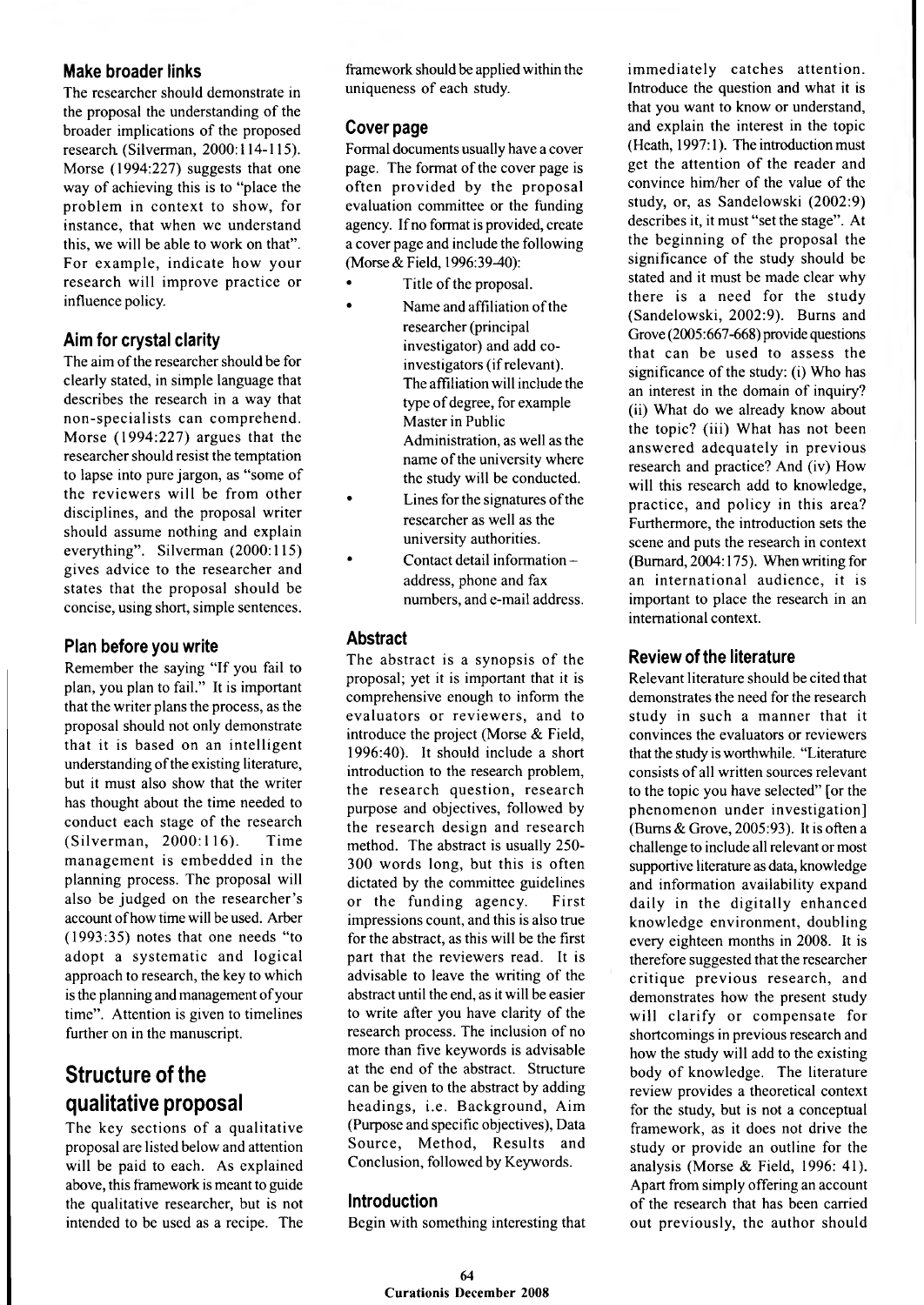### Make broader links

The researcher should demonstrate in the proposal the understanding of the broader implications of the proposed research (Silverman, 2000:114-115). Morse (1994:227) suggests that one way of achieving this is to "place the problem in context to show, for instance, that when we understand this, we will be able to work on that". For example, indicate how your research will improve practice or influence policy.

### Aim for crystal clarity

The aim of the researcher should be for clearly stated, in simple language that describes the research in a way that non-specialists can comprehend. Morse (1994:227) argues that the researcher should resist the temptation to lapse into pure jargon, as "some of the reviewers will be from other disciplines, and the proposal writer should assume nothing and explain everything". Silverman (2000:115) gives advice to the researcher and states that the proposal should be concise, using short, simple sentences.

### Plan before you write

Remember the saying "If you fail to plan, you plan to fail." It is important that the writer plans the process, as the proposal should not only demonstrate that it is based on an intelligent understanding of the existing literature, but it must also show that the writer has thought about the time needed to conduct each stage of the research (Silverman, 2000:116). Time management is embedded in the planning process. The proposal will also be judged on the researcher's account of how time will be used. Arber (1993:35) notes that one needs "to adopt a systematic and logical approach to research, the key to which is the planning and management of your time". Attention is given to timelines further on in the manuscript.

## Structure of the qualitative proposal

The key sections of a qualitative proposal are listed below and attention will be paid to each. As explained above, this framework is meant to guide the qualitative researcher, but is not intended to be used as a recipe. The framework should be applied within the uniqueness of each study.

### Cover page

Formal documents usually have a cover page. The format of the cover page is often provided by the proposal evaluation committee or the funding agency. If no format is provided, create a cover page and include the following (Morse & Field, 1996:39-40):

- Title of the proposal.
- Name and affiliation of the researcher (principal investigator) and add co-investigators (if relevant). The affiliation will include the type of degree, for example Master in Public Administration, as well as the name of the university where the study will be conducted.
- Lines for the signatures of the researcher as well as the university authorities.
- Contact detail information – address, phone and fax numbers, and e-mail address.

### Abstract

The abstract is a synopsis of the proposal; yet it is important that it is comprehensive enough to inform the evaluators or reviewers, and to introduce the project (Morse & Field, 1996:40). It should include a short introduction to the research problem, the research question, research purpose and objectives, followed by the research design and research method. The abstract is usually 250-300 words long, but this is often dictated by the committee guidelines or the funding agency. First impressions count, and this is also true for the abstract, as this will be the first part that the reviewers read. It is advisable to leave the writing of the abstract until the end, as it will be easier to write after you have clarity of the research process. The inclusion of no more than five keywords is advisable at the end of the abstract. Structure can be given to the abstract by adding headings, i.e. Background, Aim (Purpose and specific objectives), Data Source, Method, Results and Conclusion, followed by Keywords.

### Introduction

Begin with something interesting that immediately catches attention. Introduce the question and what it is that you want to know or understand, and explain the interest in the topic (Heath, 1997:1). The introduction must get the attention of the reader and convince him/her of the value of the study, or, as Sandelowski (2002:9) describes it, it must "set the stage". At the beginning of the proposal the significance of the study should be stated and it must be made clear why there is a need for the study (Sandelowski, 2002:9). Burns and Grove (2005:667-668) provide questions that can be used to assess the significance of the study: (i) Who has an interest in the domain of inquiry? (ii) What do we already know about the topic? (iii) What has not been answered adequately in previous research and practice? And (iv) How will this research add to knowledge, practice, and policy in this area? Furthermore, the introduction sets the scene and puts the research in context (Burnard, 2004:175). When writing for an international audience, it is important to place the research in an international context.

### Review of the literature

Relevant literature should be cited that demonstrates the need for the research study in such a manner that it convinces the evaluators or reviewers that the study is worthwhile. "Literature consists of all written sources relevant to the topic you have selected" [or the phenomenon under investigation] (Burns & Grove, 2005:93). It is often a challenge to include all relevant or most supportive literature as data, knowledge and information availability expand daily in the digitally enhanced knowledge environment, doubling every eighteen months in 2008. It is therefore suggested that the researcher critique previous research, and demonstrates how the present study will clarify or compensate for shortcomings in previous research and how the study will add to the existing body of knowledge. The literature review provides a theoretical context for the study, but is not a conceptual framework, as it does not drive the study or provide an outline for the analysis (Morse & Field, 1996: 41). Apart from simply offering an account of the research that has been carried out previously, the author should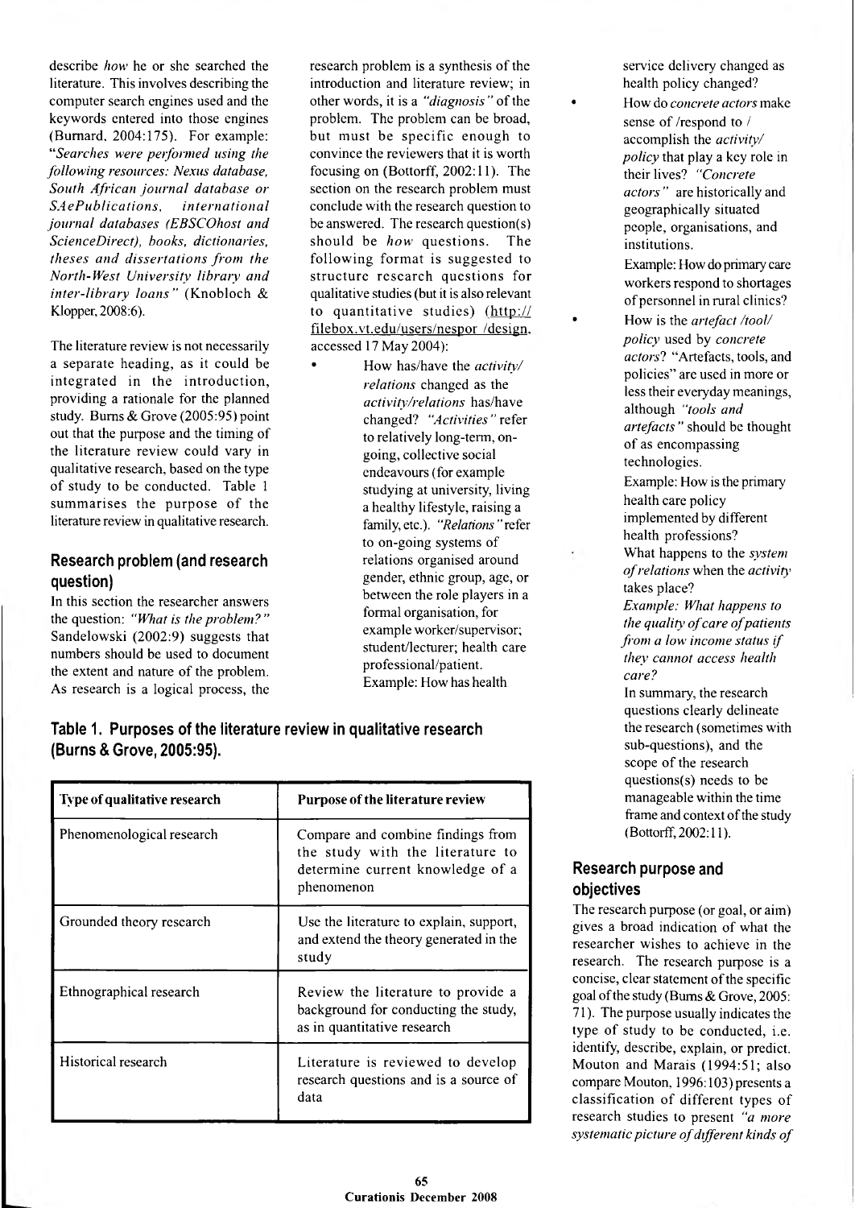describe *how* he or she searched the literature. This involves describing the computer search engines used and the keywords entered into those engines (Burnard, 2004:175). For example: "*Searches were performed using the following resources: Nexus database, South African journal database or SAePublications, international journal databases (EBSCOhost and ScienceDirect), books, dictionaries, theses and dissertations from the North-West University library and inter-library loans*" (Knobloch & Klopper, 2008:6).

The literature review is not necessarily a separate heading, as it could be integrated in the introduction, providing a rationale for the planned study. Burns & Grove (2005:95) point out that the purpose and the timing of the literature review could vary in qualitative research, based on the type of study to be conducted. Table 1 summarises the purpose of the literature review in qualitative research.

## Research problem (and research question)

In this section the researcher answers the question: *"What is the problem?"* Sandelowski (2002:9) suggests that numbers should be used to document the extent and nature of the problem. As research is a logical process, the research problem is a synthesis of the introduction and literature review; in other words, it is a *"diagnosis"* of the problem. The problem can be broad, but must be specific enough to convince the reviewers that it is worth focusing on (Bottorff, 2002:11). The section on the research problem must conclude with the research question to be answered. The research question(s) should be *how* questions. The following format is suggested to structure research questions for qualitative studies (but it is also relevant to quantitative studies) (http://filebox.vt.edu/users/nespor /design, accessed 17 May 2004):

- How has/have the *activity/relations* changed as the *activity/relations* has/have changed? *"Activities"* refer to relatively long-term, on-going, collective social endeavours (for example studying at university, living a healthy lifestyle, raising a family, etc.). *"Relations"* refer to on-going systems of relations organised around gender, ethnic group, age, or between the role players in a formal organisation, for example worker/supervisor; student/lecturer; health care professional/patient.
  Example: How has health service delivery changed as health policy changed?
- How do *concrete actors* make sense of /respond to / accomplish the *activity/ policy* that play a key role in their lives? *"Concrete actors"* are historically and geographically situated people, organisations, and institutions.
  Example: How do primary care workers respond to shortages of personnel in rural clinics?
- How is the *artefact /tool/ policy* used by *concrete actors*? "Artefacts, tools, and policies" are used in more or less their everyday meanings, although *"tools and artefacts"* should be thought of as encompassing technologies.
  Example: How is the primary health care policy implemented by different health professions?
- What happens to the *system of relations* when the *activity* takes place?
  *Example: What happens to the quality of care of patients from a low income status if they cannot access health care?*

  In summary, the research questions clearly delineate the research (sometimes with sub-questions), and the scope of the research questions(s) needs to be manageable within the time frame and context of the study (Bottorff, 2002:11).

**Table 1. Purposes of the literature review in qualitative research (Burns & Grove, 2005:95).**

| Type of qualitative research | Purpose of the literature review |
|---|---|
| Phenomenological research | Compare and combine findings from the study with the literature to determine current knowledge of a phenomenon |
| Grounded theory research | Use the literature to explain, support, and extend the theory generated in the study |
| Ethnographical research | Review the literature to provide a background for conducting the study, as in quantitative research |
| Historical research | Literature is reviewed to develop research questions and is a source of data |

## Research purpose and objectives

The research purpose (or goal, or aim) gives a broad indication of what the researcher wishes to achieve in the research. The research purpose is a concise, clear statement of the specific goal of the study (Burns & Grove, 2005: 71). The purpose usually indicates the type of study to be conducted, i.e. identify, describe, explain, or predict. Mouton and Marais (1994:51; also compare Mouton, 1996:103) presents a classification of different types of research studies to present *"a more systematic picture of different kinds of*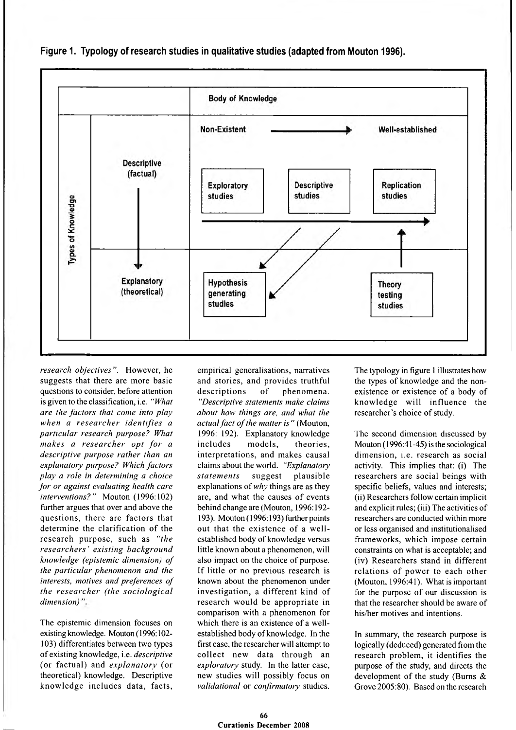**Figure 1. Typology of research studies in qualitative studies (adapted from Mouton 1996).**

| Types of Knowledge | Body of Knowledge: Non-Existent → Well-established | | |
|---|---|---|---|
| Descriptive (factual) | Exploratory studies | Descriptive studies | Replication studies |
| Explanatory (theoretical) | Hypothesis generating studies | | Theory testing studies |

*research objectives*". However, he suggests that there are more basic questions to consider, before attention is given to the classification, i.e. *"What are the factors that come into play when a researcher identifies a particular research purpose? What makes a researcher opt for a descriptive purpose rather than an explanatory purpose? Which factors play a role in determining a choice for or against evaluating health care interventions?"* Mouton (1996:102) further argues that over and above the questions, there are factors that determine the clarification of the research purpose, such as *"the researchers' existing background knowledge (epistemic dimension) of the particular phenomenon and the interests, motives and preferences of the researcher (the sociological dimension)"*.

The epistemic dimension focuses on existing knowledge. Mouton (1996:102-103) differentiates between two types of existing knowledge, i.e. *descriptive* (or factual) and *explanatory* (or theoretical) knowledge. Descriptive knowledge includes data, facts, empirical generalisations, narratives and stories, and provides truthful descriptions of phenomena. *"Descriptive statements make claims about how things are, and what the actual fact of the matter is"* (Mouton, 1996: 192). Explanatory knowledge includes models, theories, interpretations, and makes causal claims about the world. *"Explanatory statements suggest plausible explanations of why things are as they are, and what the causes of events behind change are* (Mouton, 1996:192-193). Mouton (1996:193) further points out that the existence of a well-established body of knowledge versus little known about a phenomenon, will also impact on the choice of purpose. If little or no previous research is known about the phenomenon under investigation, a different kind of research would be appropriate in comparison with a phenomenon for which there is an existence of a well-established body of knowledge. In the first case, the researcher will attempt to collect new data through an *exploratory* study. In the latter case, new studies will possibly focus on *validational* or *confirmatory* studies. The typology in figure 1 illustrates how the types of knowledge and the non-existence or existence of a body of knowledge will influence the researcher's choice of study.

The second dimension discussed by Mouton (1996:41-45) is the sociological dimension, i.e. research as social activity. This implies that: (i) The researchers are social beings with specific beliefs, values and interests; (ii) Researchers follow certain implicit and explicit rules; (iii) The activities of researchers are conducted within more or less organised and institutionalised frameworks, which impose certain constraints on what is acceptable; and (iv) Researchers stand in different relations of power to each other (Mouton, 1996:41). What is important for the purpose of our discussion is that the researcher should be aware of his/her motives and intentions.

In summary, the research purpose is logically (deduced) generated from the research problem, it identifies the purpose of the study, and directs the development of the study (Burns & Grove 2005:80). Based on the research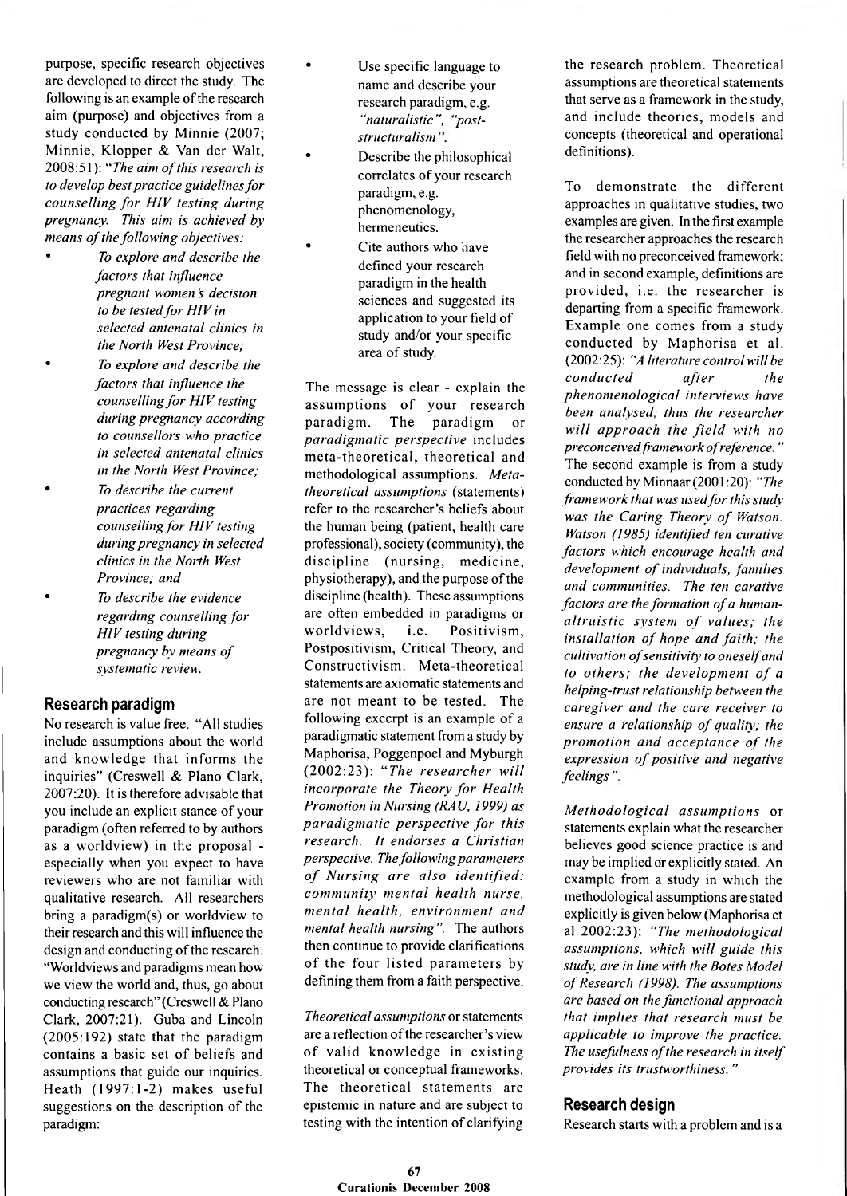purpose, specific research objectives are developed to direct the study. The following is an example of the research aim (purpose) and objectives from a study conducted by Minnie (2007; Minnie, Klopper & Van der Walt, 2008:51): "*The aim of this research is to develop best practice guidelines for counselling for HIV testing during pregnancy. This aim is achieved by means of the following objectives:*

- *To explore and describe the factors that influence pregnant women's decision to be tested for HIV in selected antenatal clinics in the North West Province;*
- *To explore and describe the factors that influence the counselling for HIV testing during pregnancy according to counsellors who practice in selected antenatal clinics in the North West Province;*
- *To describe the current practices regarding counselling for HIV testing during pregnancy in selected clinics in the North West Province; and*
- *To describe the evidence regarding counselling for HIV testing during pregnancy by means of systematic review.*

## Research paradigm

No research is value free. "All studies include assumptions about the world and knowledge that informs the inquiries" (Creswell & Plano Clark, 2007:20). It is therefore advisable that you include an explicit stance of your paradigm (often referred to by authors as a worldview) in the proposal - especially when you expect to have reviewers who are not familiar with qualitative research. All researchers bring a paradigm(s) or worldview to their research and this will influence the design and conducting of the research. "Worldviews and paradigms mean how we view the world and, thus, go about conducting research" (Creswell & Plano Clark, 2007:21). Guba and Lincoln (2005:192) state that the paradigm contains a basic set of beliefs and assumptions that guide our inquiries. Heath (1997:1-2) makes useful suggestions on the description of the paradigm:

- Use specific language to name and describe your research paradigm, e.g. *"naturalistic", "post-structuralism"*.
- Describe the philosophical correlates of your research paradigm, e.g. phenomenology, hermeneutics.
- Cite authors who have defined your research paradigm in the health sciences and suggested its application to your field of study and/or your specific area of study.

The message is clear - explain the assumptions of your research paradigm. The paradigm or *paradigmatic perspective* includes meta-theoretical, theoretical and methodological assumptions. *Meta-theoretical assumptions* (statements) refer to the researcher's beliefs about the human being (patient, health care professional), society (community), the discipline (nursing, medicine, physiotherapy), and the purpose of the discipline (health). These assumptions are often embedded in paradigms or worldviews, i.e. Positivism, Postpositivism, Critical Theory, and Constructivism. Meta-theoretical statements are axiomatic statements and are not meant to be tested. The following excerpt is an example of a paradigmatic statement from a study by Maphorisa, Poggenpoel and Myburgh (2002:23): "*The researcher will incorporate the Theory for Health Promotion in Nursing (RAU, 1999) as paradigmatic perspective for this research. It endorses a Christian perspective. The following parameters of Nursing are also identified: community mental health nurse, mental health, environment and mental health nursing*". The authors then continue to provide clarifications of the four listed parameters by defining them from a faith perspective.

*Theoretical assumptions* or statements are a reflection of the researcher's view of valid knowledge in existing theoretical or conceptual frameworks. The theoretical statements are epistemic in nature and are subject to testing with the intention of clarifying the research problem. Theoretical assumptions are theoretical statements that serve as a framework in the study, and include theories, models and concepts (theoretical and operational definitions).

To demonstrate the different approaches in qualitative studies, two examples are given. In the first example the researcher approaches the research field with no preconceived framework; and in second example, definitions are provided, i.e. the researcher is departing from a specific framework. Example one comes from a study conducted by Maphorisa et al. (2002:25): *"A literature control will be conducted after the phenomenological interviews have been analysed; thus the researcher will approach the field with no preconceived framework of reference."* The second example is from a study conducted by Minnaar (2001:20): *"The framework that was used for this study was the Caring Theory of Watson. Watson (1985) identified ten curative factors which encourage health and development of individuals, families and communities. The ten carative factors are the formation of a human-altruistic system of values; the installation of hope and faith; the cultivation of sensitivity to oneself and to others; the development of a helping-trust relationship between the caregiver and the care receiver to ensure a relationship of quality; the promotion and acceptance of the expression of positive and negative feelings"*.

*Methodological assumptions* or statements explain what the researcher believes good science practice is and may be implied or explicitly stated. An example from a study in which the methodological assumptions are stated explicitly is given below (Maphorisa et al 2002:23): *"The methodological assumptions, which will guide this study, are in line with the Botes Model of Research (1998). The assumptions are based on the functional approach that implies that research must be applicable to improve the practice. The usefulness of the research in itself provides its trustworthiness."*

## Research design

Research starts with a problem and is a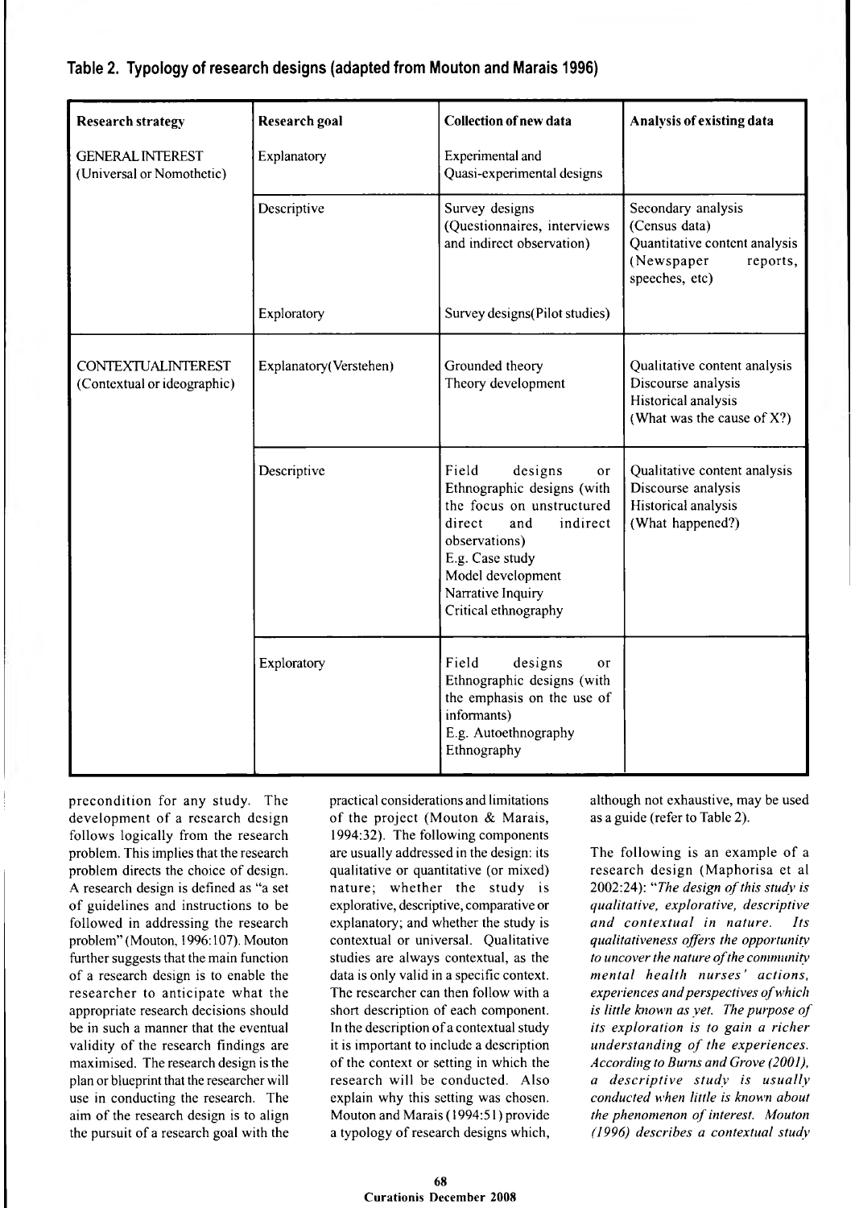**Table 2. Typology of research designs (adapted from Mouton and Marais 1996)**

| Research strategy | Research goal | Collection of new data | Analysis of existing data |
|---|---|---|---|
| GENERAL INTEREST (Universal or Nomothetic) | Explanatory | Experimental and Quasi-experimental designs | |
| | Descriptive | Survey designs (Questionnaires, interviews and indirect observation) | Secondary analysis (Census data) Quantitative content analysis (Newspaper reports, speeches, etc) |
| | Exploratory | Survey designs(Pilot studies) | |
| CONTEXTUALINTEREST (Contextual or ideographic) | Explanatory(Verstehen) | Grounded theory Theory development | Qualitative content analysis Discourse analysis Historical analysis (What was the cause of X?) |
| | Descriptive | Field designs or Ethnographic designs (with the focus on unstructured direct and indirect observations) E.g. Case study Model development Narrative Inquiry Critical ethnography | Qualitative content analysis Discourse analysis Historical analysis (What happened?) |
| | Exploratory | Field designs or Ethnographic designs (with the emphasis on the use of informants) E.g. Autoethnography Ethnography | |

precondition for any study. The development of a research design follows logically from the research problem. This implies that the research problem directs the choice of design. A research design is defined as "a set of guidelines and instructions to be followed in addressing the research problem" (Mouton, 1996:107). Mouton further suggests that the main function of a research design is to enable the researcher to anticipate what the appropriate research decisions should be in such a manner that the eventual validity of the research findings are maximised. The research design is the plan or blueprint that the researcher will use in conducting the research. The aim of the research design is to align the pursuit of a research goal with the practical considerations and limitations of the project (Mouton & Marais, 1994:32). The following components are usually addressed in the design: its qualitative or quantitative (or mixed) nature; whether the study is explorative, descriptive, comparative or explanatory; and whether the study is contextual or universal. Qualitative studies are always contextual, as the data is only valid in a specific context. The researcher can then follow with a short description of each component. In the description of a contextual study it is important to include a description of the context or setting in which the research will be conducted. Also explain why this setting was chosen. Mouton and Marais (1994:51) provide a typology of research designs which, although not exhaustive, may be used as a guide (refer to Table 2).

The following is an example of a research design (Maphorisa et al 2002:24): "*The design of this study is qualitative, explorative, descriptive and contextual in nature. Its qualitativeness offers the opportunity to uncover the nature of the community mental health nurses' actions, experiences and perspectives of which is little known as yet. The purpose of its exploration is to gain a richer understanding of the experiences. According to Burns and Grove (2001), a descriptive study is usually conducted when little is known about the phenomenon of interest. Mouton (1996) describes a contextual study*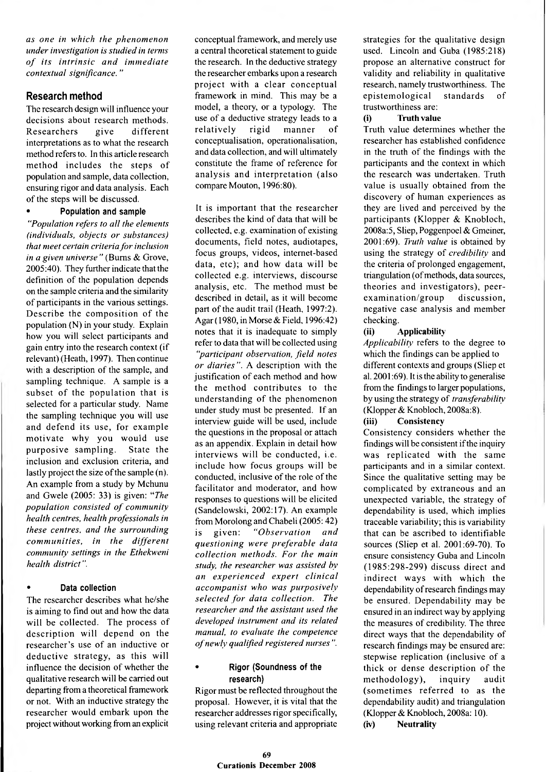*as one in which the phenomenon under investigation is studied in terms of its intrinsic and immediate contextual significance."*

## Research method

The research design will influence your decisions about research methods. Researchers give different interpretations as to what the research method refers to. In this article research method includes the steps of population and sample, data collection, ensuring rigor and data analysis. Each of the steps will be discussed.

- **Population and sample**

*"Population refers to all the elements (individuals, objects or substances) that meet certain criteria for inclusion in a given universe"* (Burns & Grove, 2005:40). They further indicate that the definition of the population depends on the sample criteria and the similarity of participants in the various settings. Describe the composition of the population (N) in your study. Explain how you will select participants and gain entry into the research context (if relevant) (Heath, 1997). Then continue with a description of the sample, and sampling technique. A sample is a subset of the population that is selected for a particular study. Name the sampling technique you will use and defend its use, for example motivate why you would use purposive sampling. State the inclusion and exclusion criteria, and lastly project the size of the sample (n). An example from a study by Mchunu and Gwele (2005: 33) is given: *"The population consisted of community health centres, health professionals in these centres, and the surrounding communities, in the different community settings in the Ethekweni health district".*

- **Data collection**

The researcher describes what he/she is aiming to find out and how the data will be collected. The process of description will depend on the researcher's use of an inductive or deductive strategy, as this will influence the decision of whether the qualitative research will be carried out departing from a theoretical framework or not. With an inductive strategy the researcher would embark upon the project without working from an explicit conceptual framework, and merely use a central theoretical statement to guide the research. In the deductive strategy the researcher embarks upon a research project with a clear conceptual framework in mind. This may be a model, a theory, or a typology. The use of a deductive strategy leads to a relatively rigid manner of conceptualisation, operationalisation, and data collection, and will ultimately constitute the frame of reference for analysis and interpretation (also compare Mouton, 1996:80).

It is important that the researcher describes the kind of data that will be collected, e.g. examination of existing documents, field notes, audiotapes, focus groups, videos, internet-based data, etc); and how data will be collected e.g. interviews, discourse analysis, etc. The method must be described in detail, as it will become part of the audit trail (Heath, 1997:2). Agar (1980, in Morse & Field, 1996:42) notes that it is inadequate to simply refer to data that will be collected using *"participant observation, field notes or diaries"*. A description with the justification of each method and how the method contributes to the understanding of the phenomenon under study must be presented. If an interview guide will be used, include the questions in the proposal or attach as an appendix. Explain in detail how interviews will be conducted, i.e. include how focus groups will be conducted, inclusive of the role of the facilitator and moderator, and how responses to questions will be elicited (Sandelowski, 2002:17). An example from Morolong and Chabeli (2005: 42) is given: *"Observation and questioning were preferable data collection methods. For the main study, the researcher was assisted by an experienced expert clinical accompanist who was purposively selected for data collection. The researcher and the assistant used the developed instrument and its related manual, to evaluate the competence of newly qualified registered nurses".*

- **Rigor (Soundness of the research)**

Rigor must be reflected throughout the proposal. However, it is vital that the researcher addresses rigor specifically, using relevant criteria and appropriate strategies for the qualitative design used. Lincoln and Guba (1985:218) propose an alternative construct for validity and reliability in qualitative research, namely trustworthiness. The epistemological standards of trustworthiness are:

**(i) Truth value**

Truth value determines whether the researcher has established confidence in the truth of the findings with the participants and the context in which the research was undertaken. Truth value is usually obtained from the discovery of human experiences as they are lived and perceived by the participants (Klopper & Knobloch, 2008a:5, Sliep, Poggenpoel & Gmeiner, 2001:69). *Truth value* is obtained by using the strategy of *credibility* and the criteria of prolonged engagement, triangulation (of methods, data sources, theories and investigators), peer-examination/group discussion, negative case analysis and member checking.

**(ii) Applicability**

*Applicability* refers to the degree to which the findings can be applied to different contexts and groups (Sliep et al. 2001:69). It is the ability to generalise from the findings to larger populations, by using the strategy of *transferability* (Klopper & Knobloch, 2008a:8).

**(iii) Consistency**

Consistency considers whether the findings will be consistent if the inquiry was replicated with the same participants and in a similar context. Since the qualitative setting may be complicated by extraneous and an unexpected variable, the strategy of dependability is used, which implies traceable variability; this is variability that can be ascribed to identifiable sources (Sliep et al. 2001:69-70). To ensure consistency Guba and Lincoln (1985:298-299) discuss direct and indirect ways with which the dependability of research findings may be ensured. Dependability may be ensured in an indirect way by applying the measures of credibility. The three direct ways that the dependability of research findings may be ensured are: stepwise replication (inclusive of a thick or dense description of the methodology), inquiry audit (sometimes referred to as the dependability audit) and triangulation (Klopper & Knobloch, 2008a: 10).

**(iv) Neutrality**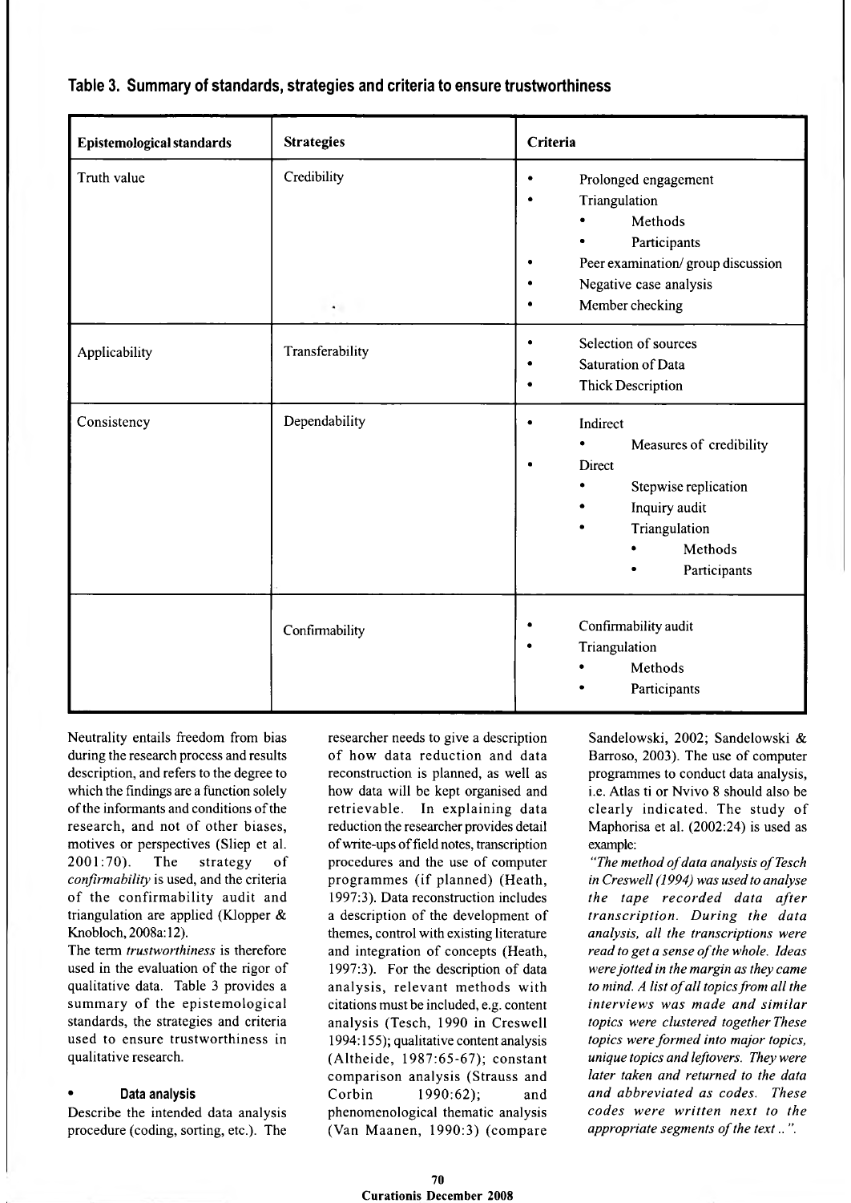**Table 3. Summary of standards, strategies and criteria to ensure trustworthiness**

| Epistemological standards | Strategies | Criteria |
|---|---|---|
| Truth value | Credibility | • Prolonged engagement<br>• Triangulation<br>  • Methods<br>  • Participants<br>• Peer examination/ group discussion<br>• Negative case analysis<br>• Member checking |
| Applicability | Transferability | • Selection of sources<br>• Saturation of Data<br>• Thick Description |
| Consistency | Dependability | • Indirect<br>  • Measures of credibility<br>• Direct<br>  • Stepwise replication<br>  • Inquiry audit<br>  • Triangulation<br>    • Methods<br>    • Participants |
| | Confirmability | • Confirmability audit<br>• Triangulation<br>  • Methods<br>  • Participants |

Neutrality entails freedom from bias during the research process and results description, and refers to the degree to which the findings are a function solely of the informants and conditions of the research, and not of other biases, motives or perspectives (Sliep et al. 2001:70). The strategy of *confirmability* is used, and the criteria of the confirmability audit and triangulation are applied (Klopper & Knobloch, 2008a:12).

The term *trustworthiness* is therefore used in the evaluation of the rigor of qualitative data. Table 3 provides a summary of the epistemological standards, the strategies and criteria used to ensure trustworthiness in qualitative research.

- **Data analysis**

Describe the intended data analysis procedure (coding, sorting, etc.). The researcher needs to give a description of how data reduction and data reconstruction is planned, as well as how data will be kept organised and retrievable. In explaining data reduction the researcher provides detail of write-ups of field notes, transcription procedures and the use of computer programmes (if planned) (Heath, 1997:3). Data reconstruction includes a description of the development of themes, control with existing literature and integration of concepts (Heath, 1997:3). For the description of data analysis, relevant methods with citations must be included, e.g. content analysis (Tesch, 1990 in Creswell 1994:155); qualitative content analysis (Altheide, 1987:65-67); constant comparison analysis (Strauss and Corbin 1990:62); and phenomenological thematic analysis (Van Maanen, 1990:3) (compare Sandelowski, 2002; Sandelowski & Barroso, 2003). The use of computer programmes to conduct data analysis, i.e. Atlas ti or Nvivo 8 should also be clearly indicated. The study of Maphorisa et al. (2002:24) is used as example:

*"The method of data analysis of Tesch in Creswell (1994) was used to analyse the tape recorded data after transcription. During the data analysis, all the transcriptions were read to get a sense of the whole. Ideas were jotted in the margin as they came to mind. A list of all topics from all the interviews was made and similar topics were clustered together These topics were formed into major topics, unique topics and leftovers. They were later taken and returned to the data and abbreviated as codes. These codes were written next to the appropriate segments of the text .. ".*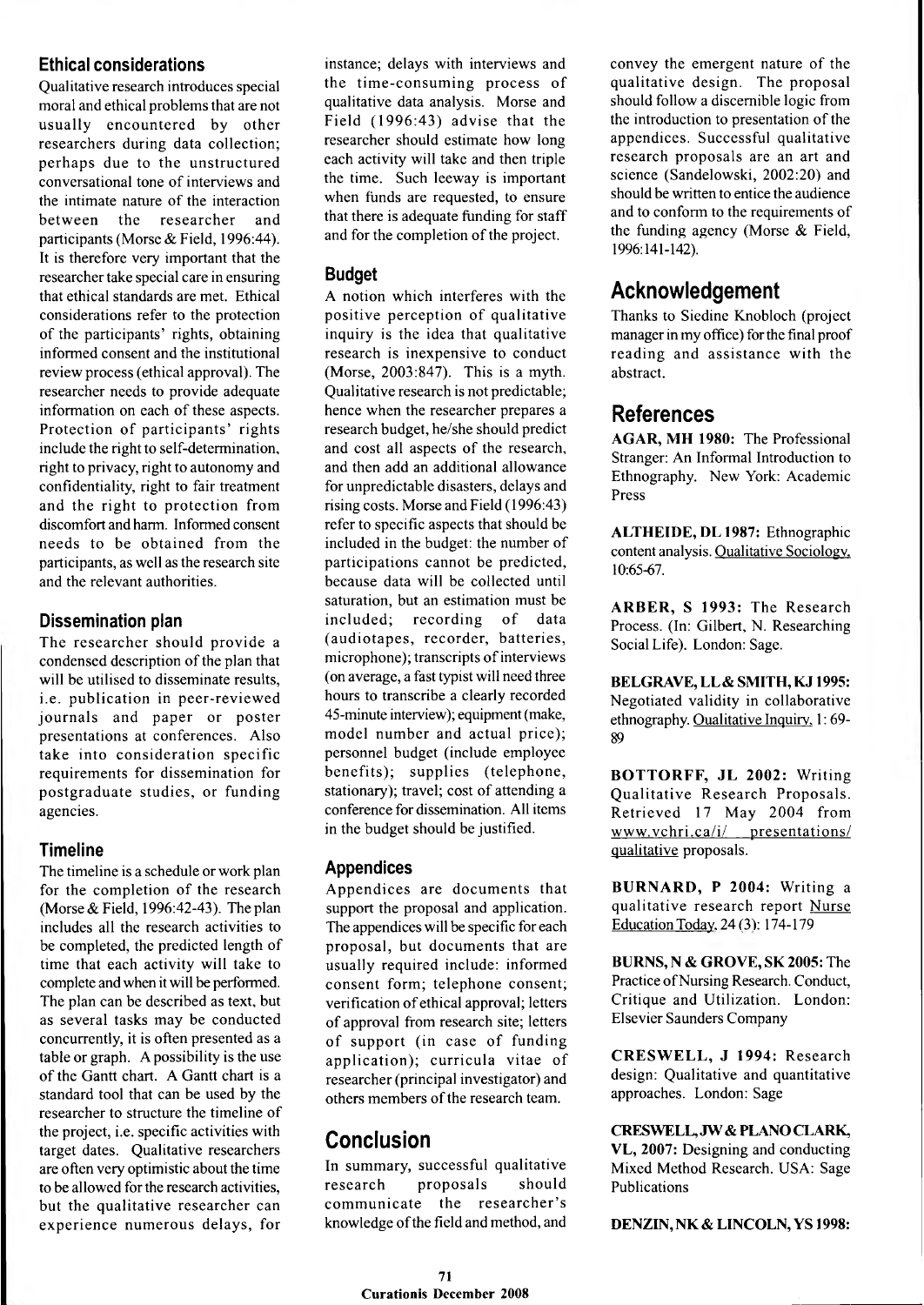### Ethical considerations

Qualitative research introduces special moral and ethical problems that are not usually encountered by other researchers during data collection; perhaps due to the unstructured conversational tone of interviews and the intimate nature of the interaction between the researcher and participants (Morse & Field, 1996:44). It is therefore very important that the researcher take special care in ensuring that ethical standards are met. Ethical considerations refer to the protection of the participants' rights, obtaining informed consent and the institutional review process (ethical approval). The researcher needs to provide adequate information on each of these aspects. Protection of participants' rights include the right to self-determination, right to privacy, right to autonomy and confidentiality, right to fair treatment and the right to protection from discomfort and harm. Informed consent needs to be obtained from the participants, as well as the research site and the relevant authorities.

### Dissemination plan

The researcher should provide a condensed description of the plan that will be utilised to disseminate results, i.e. publication in peer-reviewed journals and paper or poster presentations at conferences. Also take into consideration specific requirements for dissemination for postgraduate studies, or funding agencies.

### Timeline

The timeline is a schedule or work plan for the completion of the research (Morse & Field, 1996:42-43). The plan includes all the research activities to be completed, the predicted length of time that each activity will take to complete and when it will be performed. The plan can be described as text, but as several tasks may be conducted concurrently, it is often presented as a table or graph. A possibility is the use of the Gantt chart. A Gantt chart is a standard tool that can be used by the researcher to structure the timeline of the project, i.e. specific activities with target dates. Qualitative researchers are often very optimistic about the time to be allowed for the research activities, but the qualitative researcher can experience numerous delays, for instance; delays with interviews and the time-consuming process of qualitative data analysis. Morse and Field (1996:43) advise that the researcher should estimate how long each activity will take and then triple the time. Such leeway is important when funds are requested, to ensure that there is adequate funding for staff and for the completion of the project.

### Budget

A notion which interferes with the positive perception of qualitative inquiry is the idea that qualitative research is inexpensive to conduct (Morse, 2003:847). This is a myth. Qualitative research is not predictable; hence when the researcher prepares a research budget, he/she should predict and cost all aspects of the research, and then add an additional allowance for unpredictable disasters, delays and rising costs. Morse and Field (1996:43) refer to specific aspects that should be included in the budget: the number of participations cannot be predicted, because data will be collected until saturation, but an estimation must be included; recording of data (audiotapes, recorder, batteries, microphone); transcripts of interviews (on average, a fast typist will need three hours to transcribe a clearly recorded 45-minute interview); equipment (make, model number and actual price); personnel budget (include employee benefits); supplies (telephone, stationary); travel; cost of attending a conference for dissemination. All items in the budget should be justified.

### Appendices

Appendices are documents that support the proposal and application. The appendices will be specific for each proposal, but documents that are usually required include: informed consent form; telephone consent; verification of ethical approval; letters of approval from research site; letters of support (in case of funding application); curricula vitae of researcher (principal investigator) and others members of the research team.

## Conclusion

In summary, successful qualitative research proposals should communicate the researcher's knowledge of the field and method, and convey the emergent nature of the qualitative design. The proposal should follow a discernible logic from the introduction to presentation of the appendices. Successful qualitative research proposals are an art and science (Sandelowski, 2002:20) and should be written to entice the audience and to conform to the requirements of the funding agency (Morse & Field, 1996:141-142).

## Acknowledgement

Thanks to Siedine Knobloch (project manager in my office) for the final proof reading and assistance with the abstract.

## References

**AGAR, MH 1980:** The Professional Stranger: An Informal Introduction to Ethnography. New York: Academic Press

**ALTHEIDE, DL 1987:** Ethnographic content analysis. Qualitative Sociology, 10:65-67.

**ARBER, S 1993:** The Research Process. (In: Gilbert, N. Researching Social Life). London: Sage.

**BELGRAVE, LL & SMITH, KJ 1995:** Negotiated validity in collaborative ethnography. Qualitative Inquiry, 1: 69-89

**BOTTORFF, JL 2002:** Writing Qualitative Research Proposals. Retrieved 17 May 2004 from www.vchri.ca/i/ presentations/ qualitative proposals.

**BURNARD, P 2004:** Writing a qualitative research report Nurse Education Today, 24 (3): 174-179

**BURNS, N & GROVE, SK 2005:** The Practice of Nursing Research. Conduct, Critique and Utilization. London: Elsevier Saunders Company

**CRESWELL, J 1994:** Research design: Qualitative and quantitative approaches. London: Sage

**CRESWELL, JW & PLANO CLARK, VL, 2007:** Designing and conducting Mixed Method Research. USA: Sage Publications

**DENZIN, NK & LINCOLN, YS 1998:**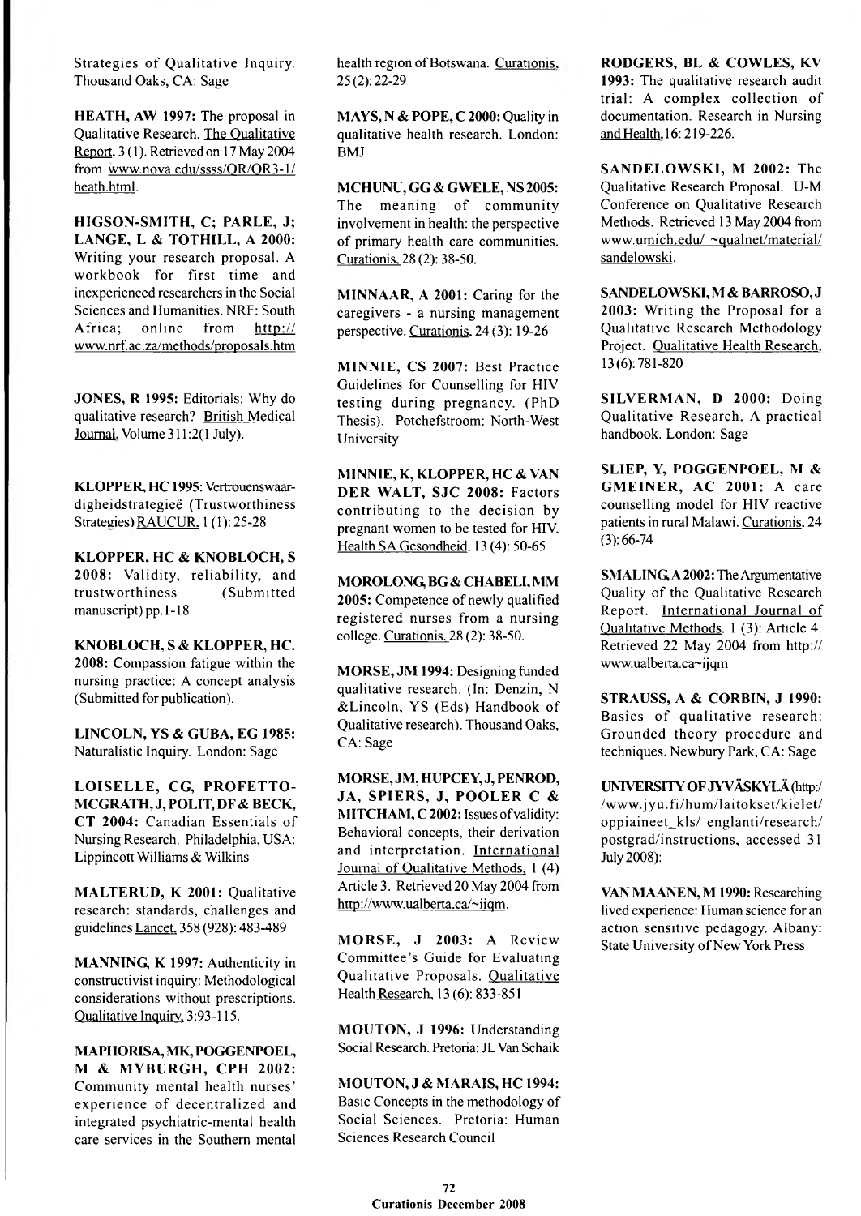Strategies of Qualitative Inquiry. Thousand Oaks, CA: Sage

**HEATH, AW 1997:** The proposal in Qualitative Research. The Qualitative Report, 3 (1). Retrieved on 17 May 2004 from www.nova.edu/ssss/QR/QR3-1/heath.html.

**HIGSON-SMITH, C; PARLE, J; LANGE, L & TOTHILL, A 2000:** Writing your research proposal. A workbook for first time and inexperienced researchers in the Social Sciences and Humanities. NRF: South Africa; online from http://www.nrf.ac.za/methods/proposals.htm

**JONES, R 1995:** Editorials: Why do qualitative research? British Medical Journal, Volume 311:2(1 July).

**KLOPPER, HC 1995:** Vertrouenswaardigheidstrategieë (Trustworthiness Strategies) RAUCUR. 1 (1): 25-28

**KLOPPER, HC & KNOBLOCH, S 2008:** Validity, reliability, and trustworthiness (Submitted manuscript) pp.1-18

**KNOBLOCH, S & KLOPPER, HC. 2008:** Compassion fatigue within the nursing practice: A concept analysis (Submitted for publication).

**LINCOLN, YS & GUBA, EG 1985:** Naturalistic Inquiry. London: Sage

**LOISELLE, CG, PROFETTO-MCGRATH, J, POLIT, DF & BECK, CT 2004:** Canadian Essentials of Nursing Research. Philadelphia, USA: Lippincott Williams & Wilkins

**MALTERUD, K 2001:** Qualitative research: standards, challenges and guidelines Lancet, 358 (928): 483-489

**MANNING, K 1997:** Authenticity in constructivist inquiry: Methodological considerations without prescriptions. Qualitative Inquiry, 3:93-115.

**MAPHORISA, MK, POGGENPOEL, M & MYBURGH, CPH 2002:** Community mental health nurses' experience of decentralized and integrated psychiatric-mental health care services in the Southern mental health region of Botswana. Curationis, 25 (2): 22-29

**MAYS, N & POPE, C 2000:** Quality in qualitative health research. London: BMJ

**MCHUNU, GG & GWELE, NS 2005:** The meaning of community involvement in health: the perspective of primary health care communities. Curationis, 28 (2): 38-50.

**MINNAAR, A 2001:** Caring for the caregivers - a nursing management perspective. Curationis. 24 (3): 19-26

**MINNIE, CS 2007:** Best Practice Guidelines for Counselling for HIV testing during pregnancy. (PhD Thesis). Potchefstroom: North-West University

**MINNIE, K, KLOPPER, HC & VAN DER WALT, SJC 2008:** Factors contributing to the decision by pregnant women to be tested for HIV. Health SA Gesondheid. 13 (4): 50-65

**MOROLONG, BG & CHABELI, MM 2005:** Competence of newly qualified registered nurses from a nursing college. Curationis, 28 (2): 38-50.

**MORSE, JM 1994:** Designing funded qualitative research. (In: Denzin, N &Lincoln, YS (Eds) Handbook of Qualitative research). Thousand Oaks, CA: Sage

**MORSE, JM, HUPCEY, J, PENROD, JA, SPIERS, J, POOLER C & MITCHAM, C 2002:** Issues of validity: Behavioral concepts, their derivation and interpretation. International Journal of Qualitative Methods, 1 (4) Article 3. Retrieved 20 May 2004 from http://www.ualberta.ca/~iiqm.

**MORSE, J 2003:** A Review Committee's Guide for Evaluating Qualitative Proposals. Qualitative Health Research, 13 (6): 833-851

**MOUTON, J 1996:** Understanding Social Research. Pretoria: JL Van Schaik

**MOUTON, J & MARAIS, HC 1994:** Basic Concepts in the methodology of Social Sciences. Pretoria: Human Sciences Research Council

**RODGERS, BL & COWLES, KV 1993:** The qualitative research audit trial: A complex collection of documentation. Research in Nursing and Health, 16: 219-226.

**SANDELOWSKI, M 2002:** The Qualitative Research Proposal. U-M Conference on Qualitative Research Methods. Retrieved 13 May 2004 from www.umich.edu/ ~qualnet/material/sandelowski.

**SANDELOWSKI, M & BARROSO, J 2003:** Writing the Proposal for a Qualitative Research Methodology Project. Qualitative Health Research, 13 (6): 781-820

**SILVERMAN, D 2000:** Doing Qualitative Research. A practical handbook. London: Sage

**SLIEP, Y, POGGENPOEL, M & GMEINER, AC 2001:** A care counselling model for HIV reactive patients in rural Malawi. Curationis. 24 (3): 66-74

**SMALING, A 2002:** The Argumentative Quality of the Qualitative Research Report. International Journal of Qualitative Methods. 1 (3): Article 4. Retrieved 22 May 2004 from http://www.ualberta.ca~ijqm

**STRAUSS, A & CORBIN, J 1990:** Basics of qualitative research: Grounded theory procedure and techniques. Newbury Park, CA: Sage

**UNIVERSITY OF JYVÄSKYLÄ** (http://www.jyu.fi/hum/laitokset/kielet/oppiaineet_kls/ englanti/research/postgrad/instructions, accessed 31 July 2008):

**VAN MAANEN, M 1990:** Researching lived experience: Human science for an action sensitive pedagogy. Albany: State University of New York Press